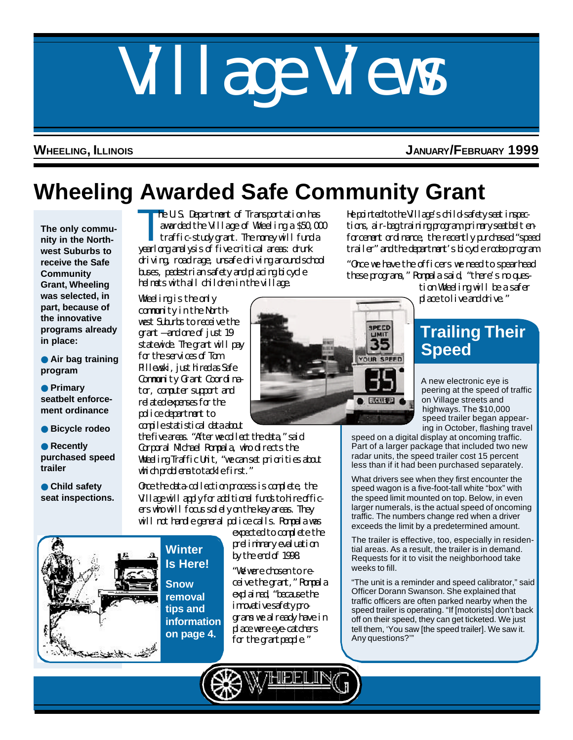# Village Views

**WHEELING, ILLINOIS** **JANUARY/FEBRUARY 1999**

## Wheeling Awarded Safe Community Grant

**The only community in the Northwest Suburbs to receive the Safe Community Grant, Wheeling was selected, in part, because of the innovative programs already in place:**

- **Air bag training program**
- **Primary seatbelt enforcement ordinance**
- **Bicycle rodeo**
- **Recently purchased speed trailer**
- **Child safety seat inspections.**

The U.S. Department of Transportation has awarded the Village of Wheeling a $50,000 traffic-study grant. The money will fund a yearlong analysis of five critical areas: drunk driving, road rage, unsafe driving around school buses, pedestrian safety and placing bicycle helmets with all children in the village.

Wheeling is the only community in the Northwest Suburbs to receive the grant —and one of just 19 statewide. The grant will pay for the services of Tom Pillewski, just hired as Safe Community Grant Coordinator, computer support and related expenses for the police department to compile statistical data about the five areas. "After we collect the data," said Corporal Michael Rompala, who directs the Wheeling Traffic Unit, "we can set priorities about which problems to tackle first."

Once the data-collection process is complete, the Village will apply for additional funds to hire officers who will focus solely on the key areas. They will not handle general police calls. Rompala was expected to complete the preliminary evaluation by the end of 1998.

"We were chosen to receive the grant," Rompala explained, "because the innovative safety programs we already have in place were eye-catchers for the grant people."

He pointed to the Village's child-safety seat inspections, air-bag training program, primary seatbelt enforcement ordinance, the recently purchased "speed trailer" and the department's bicycle rodeo program.

"Once we have the officers we need to spearhead these programs," Rompala said, "there's no question Wheeling will be a safer place to live and drive."

### Winter Is Here!

**Snow removal tips and information on page 4.**

### Trailing Their Speed

A new electronic eye is peering at the speed of traffic on Village streets and highways. The $10,000 speed trailer began appearing in October, flashing travel speed on a digital display at oncoming traffic. Part of a larger package that included two new radar units, the speed trailer cost 15 percent less than if it had been purchased separately.

What drivers see when they first encounter the speed wagon is a five-foot-tall white "box" with the speed limit mounted on top. Below, in even larger numerals, is the actual speed of oncoming traffic. The numbers change red when a driver exceeds the limit by a predetermined amount.

The trailer is effective, too, especially in residential areas. As a result, the trailer is in demand. Requests for it to visit the neighborhood take weeks to fill.

"The unit is a reminder and speed calibrator," said Officer Dorann Swanson. She explained that traffic officers are often parked nearby when the speed trailer is operating. "If [motorists] don't back off on their speed, they can get ticketed. We just tell them, 'You saw [the speed trailer]. We saw it. Any questions?'"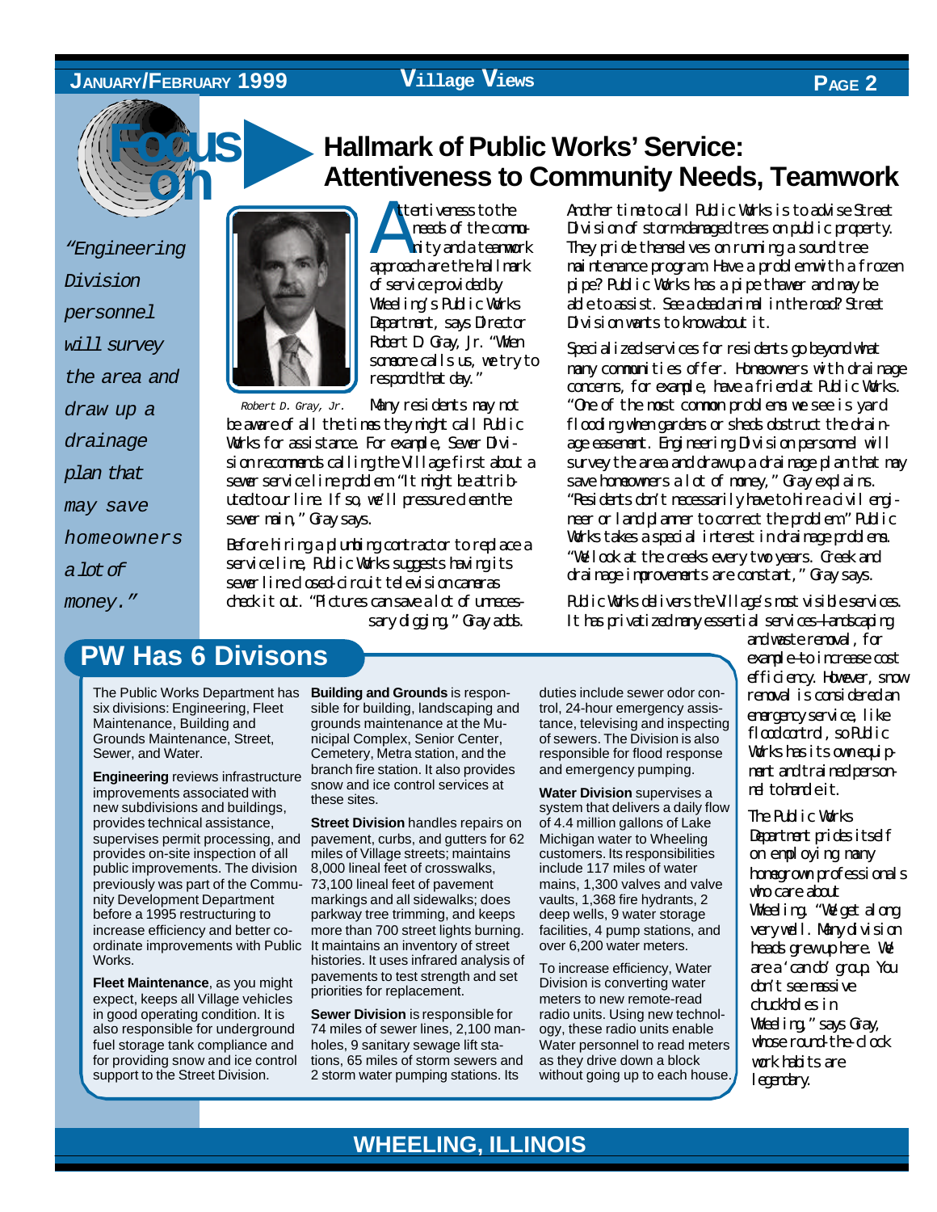## Focus on

# Hallmark of Public Works' Service: Attentiveness to Community Needs, Teamwork

*"Engineering Division personnel will survey the area and draw up a drainage plan that may save homeowners a lot of money."*

*Robert D. Gray, Jr.*

Attentiveness to the needs of the community and a teamwork approach are the hallmark of service provided by Wheeling's Public Works Department, says Director Robert D. Gray, Jr. "When someone calls us, we try to respond that day."

Many residents may not be aware of all the times they might call Public Works for assistance. For example, Sewer Division recommends calling the Village first about a sewer service line problem. "It might be attributed to our line. If so, we'll pressure clean the sewer main," Gray says.

Before hiring a plumbing contractor to replace a service line, Public Works suggests having its sewer line closed-circuit television cameras check it out. "Pictures can save a lot of unnecessary digging," Gray adds.

Another time to call Public Works is to advise Street Division of storm-damaged trees on public property. They pride themselves on running a sound tree maintenance program. Have a problem with a frozen pipe? Public Works has a pipe thawer and may be able to assist. See a dead animal in the road? Street Division wants to know about it.

Specialized services for residents go beyond what many communities offer. Homeowners with drainage concerns, for example, have a friend at Public Works. "One of the most common problems we see is yard flooding when gardens or sheds obstruct the drainage easement. Engineering Division personnel will survey the area and draw up a drainage plan that may save homeowners a lot of money," Gray explains. "Residents don't necessarily have to hire a civil engineer or land planner to correct the problem." Public Works takes a special interest in drainage problems. "We look at the creeks every two years. Creek and drainage improvements are constant," Gray says.

Public Works delivers the Village's most visible services. It has privatized many essential services—landscaping and waste removal, for example—to increase cost efficiency. However, snow removal is considered an emergency service, like flood control, so Public Works has its own equipment and trained personnel to handle it.

The Public Works Department prides itself on employing many homegrown professionals who care about Wheeling. "We get along very well. Many division heads grew up here. We are a 'can do' group. You don't see massive chuckholes in Wheeling," says Gray, whose round-the-clock work habits are legendary.

## PW Has 6 Divisons

The Public Works Department has six divisions: Engineering, Fleet Maintenance, Building and Grounds Maintenance, Street, Sewer, and Water.

**Engineering** reviews infrastructure improvements associated with new subdivisions and buildings, provides technical assistance, supervises permit processing, and provides on-site inspection of all public improvements. The division previously was part of the Community Development Department before a 1995 restructuring to increase efficiency and better coordinate improvements with Public Works.

**Fleet Maintenance**, as you might expect, keeps all Village vehicles in good operating condition. It is also responsible for underground fuel storage tank compliance and for providing snow and ice control support to the Street Division.

**Building and Grounds** is responsible for building, landscaping and grounds maintenance at the Municipal Complex, Senior Center, Cemetery, Metra station, and the branch fire station. It also provides snow and ice control services at these sites.

**Street Division** handles repairs on pavement, curbs, and gutters for 62 miles of Village streets; maintains 8,000 lineal feet of crosswalks, 73,100 lineal feet of pavement markings and all sidewalks; does parkway tree trimming, and keeps more than 700 street lights burning. It maintains an inventory of street histories. It uses infrared analysis of pavements to test strength and set priorities for replacement.

**Sewer Division** is responsible for 74 miles of sewer lines, 2,100 manholes, 9 sanitary sewage lift stations, 65 miles of storm sewers and 2 storm water pumping stations. Its duties include sewer odor control, 24-hour emergency assistance, televising and inspecting of sewers. The Division is also responsible for flood response and emergency pumping.

**Water Division** supervises a system that delivers a daily flow of 4.4 million gallons of Lake Michigan water to Wheeling customers. Its responsibilities include 117 miles of water mains, 1,300 valves and valve vaults, 1,368 fire hydrants, 2 deep wells, 9 water storage facilities, 4 pump stations, and over 6,200 water meters.

To increase efficiency, Water Division is converting water meters to new remote-read radio units. Using new technology, these radio units enable Water personnel to read meters as they drive down a block without going up to each house.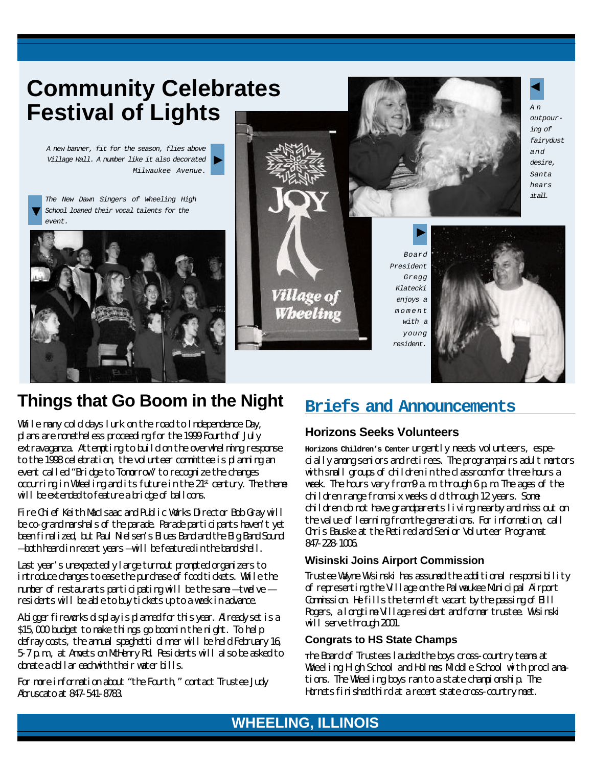# Community Celebrates Festival of Lights

*A new banner, fit for the season, flies above Village Hall. A number like it also decorated Milwaukee Avenue.*

*The New Dawn Singers of Wheeling High School loaned their vocal talents for the event.*

*An outpouring of fairydust and desire, Santa hears it all.*

*Board President Gregg Klatecki enjoys a moment with a young resident.*

## Things that Go Boom in the Night

While many cold days lurk on the road to Independence Day, plans are nonetheless proceeding for the 1999 Fourth of July extravaganza. Attempting to build on the overwhelming response to the 1998 celebration, the volunteer committee is planning an event called "Bridge to Tomorrow" to recognize the changes occurring in Wheeling and its future in the 21st century. The theme will be extended to feature a bridge of balloons.

Fire Chief Keith MacIsaac and Public Works Director Bob Gray will be co-grand marshals of the parade. Parade participants haven't yet been finalized, but Paul Nielsen's Blues Band and the Big Band Sound—both heard in recent years—will be featured in the bandshell.

Last year's unexpectedly large turnout prompted organizers to introduce changes to ease the purchase of food tickets. While the number of restaurants participating will be the same—twelve—residents will be able to buy tickets up to a week in advance.

A bigger fireworks display is planned for this year. Already set is a $15,000 budget to make things go boom in the night. To help defray costs, the annual spaghetti dinner will be held February 16, 5-7 p.m., at Arnie's on McHenry Rd. Residents will also be asked to donate a dollar each with their water bills.

For more information about "the Fourth," contact Trustee Judy Abruscato at 847-541-8783.

## Briefs and Announcements

### Horizons Seeks Volunteers

**Horizons Children's Center** urgently needs volunteers, especially among seniors and retirees. The program pairs adult mentors with small groups of children in the classroom for three hours a week. The hours vary from 9 a.m. through 6 p.m. The ages of the children range from six weeks old through 12 years. Some children do not have grandparents living nearby and miss out on the value of learning from the generations. For information, call Chris Bauske at the Retired and Senior Volunteer Program at 847-228-1006.

### Wisinski Joins Airport Commission

Trustee Wayne Wisinski has assumed the additional responsibility of representing the Village on the Palwaukee Municipal Airport Commission. He fills the term left vacant by the passing of Bill Rogers, a longtime Village resident and former trustee. Wisinski will serve through 2001.

### Congrats to HS State Champs

The Board of Trustees lauded the boys cross-country teams at Wheeling High School and Holmes Middle School with proclamations. The Wheeling boys ran to a state championship. The Hornets finished third at a recent state cross-country meet.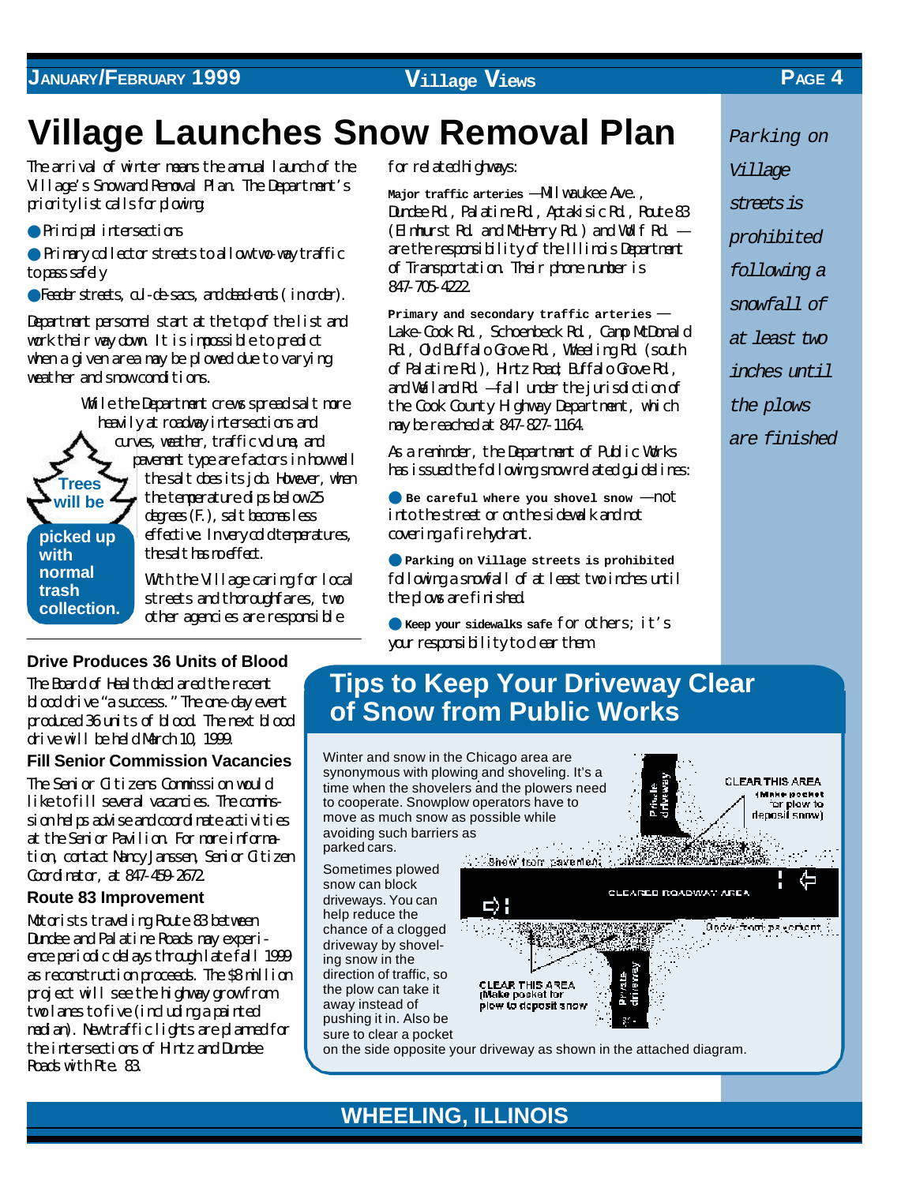# Village Launches Snow Removal Plan

The arrival of winter means the annual launch of the Village's Snow and Removal Plan. The Department's priority list calls for plowing:

- Principal intersections
- Primary collector streets to allow two-way traffic to pass safely
- Feeder streets, cul-de-sacs, and dead-ends (in order).

Department personnel start at the top of the list and work their way down. It is impossible to predict when a given area may be plowed due to varying weather and snow conditions.

While the Department crews spread salt more heavily at roadway intersections and curves, weather, traffic volume, and pavement type are factors in how well the salt does its job. However, when the temperature dips below 25 degrees (F.), salt becomes less effective. In very cold temperatures, the salt has no effect.

**Trees will be picked up with normal trash collection.**

With the Village caring for local streets and thoroughfares, two other agencies are responsible for related highways:

**Major traffic arteries** —Milwaukee Ave., Dundee Rd., Palatine Rd., Aptakisic Rd., Route 83 (Elmhurst Rd. and McHenry Rd.) and Wolf Rd. — are the responsibility of the Illinois Department of Transportation. Their phone number is 847-705-4222.

**Primary and secondary traffic arteries** — Lake-Cook Rd., Schoenbeck Rd., Camp McDonald Rd., Old Buffalo Grove Rd., Wheeling Rd. (south of Palatine Rd.), Hintz Road, Buffalo Grove Rd., and Weiland Rd. —fall under the jurisdiction of the Cook County Highway Department, which may be reached at 847-827-1164.

As a reminder, the Department of Public Works has issued the following snow-related guidelines:

- **Be careful where you shovel snow** —not into the street or on the sidewalk and not covering a fire hydrant.
- **Parking on Village streets is prohibited** following a snowfall of at least two inches until the plows are finished.
- **Keep your sidewalks safe** for others; it's your responsibility to clear them.

*Parking on Village streets is prohibited following a snowfall of at least two inches until the plows are finished*

### Drive Produces 36 Units of Blood

The Board of Health declared the recent blood drive "a success." The one-day event produced 36 units of blood. The next blood drive will be held March 10, 1999.

### Fill Senior Commission Vacancies

The Senior Citizens Commission would like to fill several vacancies. The commission helps advise and coordinate activities at the Senior Pavilion. For more information, contact Nancy Janssen, Senior Citizen Coordinator, at 847-459-2672.

### Route 83 Improvement

Motorists traveling Route 83 between Dundee and Palatine Roads may experience periodic delays through late fall 1999 as reconstruction proceeds. The $8 million project will see the highway grow from two lanes to five (including a painted median). New traffic lights are planned for the intersections of Hintz and Dundee Roads with Rte. 83.

## Tips to Keep Your Driveway Clear of Snow from Public Works

Winter and snow in the Chicago area are synonymous with plowing and shoveling. It's a time when the shovelers and the plowers need to cooperate. Snowplow operators have to move as much snow as possible while avoiding such barriers as parked cars.

Sometimes plowed snow can block driveways. You can help reduce the chance of a clogged driveway by shoveling snow in the direction of traffic, so the plow can take it away instead of pushing it in. Also be sure to clear a pocket on the side opposite your driveway as shown in the attached diagram.

Private driveway | CLEAR THIS AREA (Make pocket for plow to deposit snow) | Snow from pavement | CLEARED ROADWAY AREA | Snow from pavement | CLEAR THIS AREA (Make pocket for plow to deposit snow) | Private driveway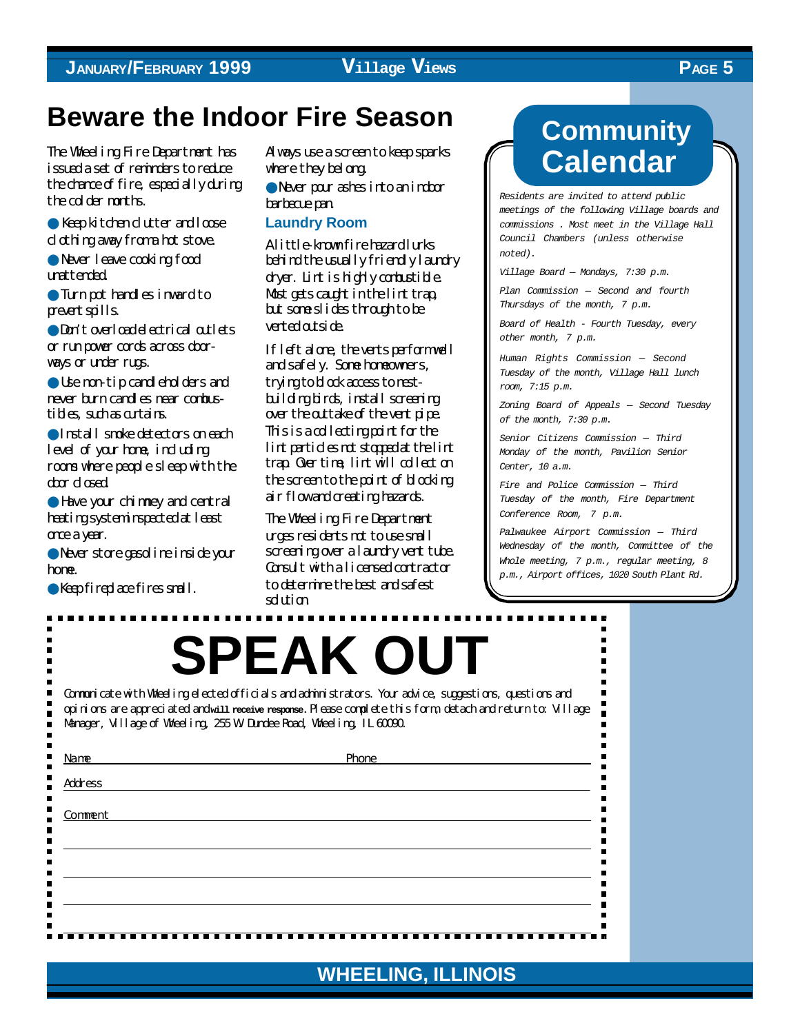# Beware the Indoor Fire Season

The Wheeling Fire Department has issued a set of reminders to reduce the chance of fire, especially during the colder months.

- Keep kitchen clutter and loose clothing away from a hot stove.
- Never leave cooking food unattended.
- Turn pot handles inward to prevent spills.
- Don't overload electrical outlets or run power cords across doorways or under rugs.
- Use non-tip candleholders and never burn candles near combustibles, such as curtains.
- Install smoke detectors on each level of your home, including rooms where people sleep with the door closed.
- Have your chimney and central heating system inspected at least once a year.
- Never store gasoline inside your home.
- Keep fireplace fires small.

Always use a screen to keep sparks where they belong.

- Never pour ashes into an indoor barbecue pan.

### Laundry Room

A little-known fire hazard lurks behind the usually friendly laundry dryer. Lint is highly combustible. Most gets caught in the lint trap, but some slides through to be vented outside.

If left alone, the vents perform well and safely. Some homeowners, trying to block access to nest-building birds, install screening over the outtake of the vent pipe. This is a collecting point for the lint particles not stopped at the lint trap. Over time, lint will collect on the screen to the point of blocking air flow and creating hazards.

The Wheeling Fire Department urges residents not to use small screening over a laundry vent tube. Consult with a licensed contractor to determine the best and safest solution.

# Community Calendar

*Residents are invited to attend public meetings of the following Village boards and commissions . Most meet in the Village Hall Council Chambers (unless otherwise noted).*

*Village Board – Mondays, 7:30 p.m.*

*Plan Commission – Second and fourth Thursdays of the month, 7 p.m.*

*Board of Health - Fourth Tuesday, every other month, 7 p.m.*

*Human Rights Commission – Second Tuesday of the month, Village Hall lunch room, 7:15 p.m.*

*Zoning Board of Appeals – Second Tuesday of the month, 7:30 p.m.*

*Senior Citizens Commission – Third Monday of the month, Pavilion Senior Center, 10 a.m.*

*Fire and Police Commission – Third Tuesday of the month, Fire Department Conference Room, 7 p.m.*

*Palwaukee Airport Commission – Third Wednesday of the month, Committee of the Whole meeting, 7 p.m., regular meeting, 8 p.m., Airport offices, 1020 South Plant Rd.*

# SPEAK OUT

Communicate with Wheeling elected officials and administrators. Your advice, suggestions, questions and opinions are appreciated and **will receive response**. Please complete this form, detach and return to: Village Manager, Village of Wheeling, 255 W. Dundee Road, Wheeling, IL 60090.

Name ______________________ Phone ______________________

Address ______________________________________________

Comment ______________________________________________

______________________________________________

______________________________________________

______________________________________________

WHEELING, ILLINOIS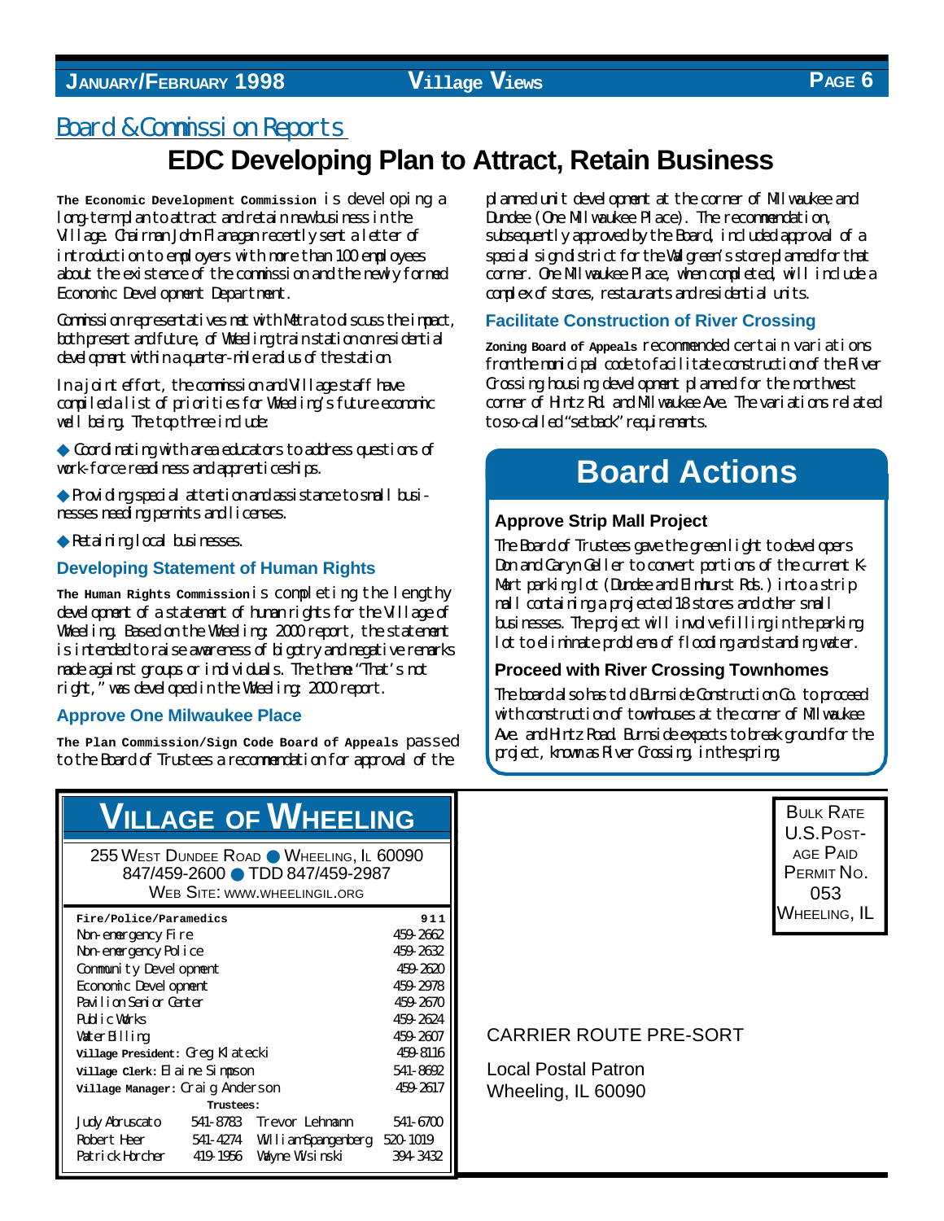## Board & Commission Reports

# EDC Developing Plan to Attract, Retain Business

**The Economic Development Commission** is developing a long-term plan to attract and retain new business in the Village. Chairman John Flanagan recently sent a letter of introduction to employers with more than 100 employees about the existence of the commission and the newly formed Economic Development Department.

Commission representatives met with Metra to discuss the impact, both present and future, of Wheeling train station on residential development within a quarter-mile radius of the station.

In a joint effort, the commission and Village staff have compiled a list of priorities for Wheeling's future economic well being. The top three include:

- Coordinating with area educators to address questions of work-force readiness and apprenticeships.
- Providing special attention and assistance to small businesses needing permits and licenses.
- Retaining local businesses.

### Developing Statement of Human Rights

**The Human Rights Commission** is completing the lengthy development of a statement of human rights for the Village of Wheeling. Based on the Wheeling: 2000 report, the statement is intended to raise awareness of bigotry and negative remarks made against groups or individuals. The theme "That's not right," was developed in the Wheeling: 2000 report.

### Approve One Milwaukee Place

**The Plan Commission/Sign Code Board of Appeals** passed to the Board of Trustees a recommendation for approval of the planned unit development at the corner of Milwaukee and Dundee (One Milwaukee Place). The recommendation, subsequently approved by the Board, included approval of a special sign district for the Walgreen's store planned for that corner. One Milwaukee Place, when completed, will include a complex of stores, restaurants and residential units.

### Facilitate Construction of River Crossing

**Zoning Board of Appeals** recommended certain variations from the municipal code to facilitate construction of the River Crossing housing development planned for the northwest corner of Hintz Rd. and Milwaukee Ave. The variations related to so-called "setback" requirements.

## Board Actions

### Approve Strip Mall Project

The Board of Trustees gave the green light to developers Don and Caryn Geller to convert portions of the current K-Mart parking lot (Dundee and Elmhurst Rds.) into a strip mall containing a projected 18 stores and other small businesses. The project will involve filling in the parking lot to eliminate problems of flooding and standing water.

### Proceed with River Crossing Townhomes

The board also has told Burnside Construction Co. to proceed with construction of townhouses at the corner of Milwaukee Ave. and Hintz Road. Burnside expects to break ground for the project, known as River Crossing, in the spring.

## Village of Wheeling

255 West Dundee Road ● Wheeling, IL 60090
847/459-2600 ● TDD 847/459-2987
Web Site: www.wheelingil.org

| | |
|---|---|
| **Fire/Police/Paramedics** | **911** |
| Non-emergency Fire | 459-2662 |
| Non-emergency Police | 459-2632 |
| Community Development | 459-2620 |
| Economic Development | 459-2978 |
| Pavilion Senior Center | 459-2670 |
| Public Works | 459-2624 |
| Water Billing | 459-2607 |
| **Village President:** Greg Klatecki | 459-8116 |
| **Village Clerk:** Elaine Simpson | 541-8692 |
| **Village Manager:** Craig Anderson | 459-2617 |

**Trustees:**

| | | | |
|---|---|---|---|
| Judy Abruscato | 541-8783 | Trevor Lehmann | 541-6700 |
| Robert Heer | 541-4274 | William Spangenberg | 520-1019 |
| Patrick Horcher | 419-1956 | Wayne Wisinski | 394-3432 |

Bulk Rate
U.S. Postage Paid
Permit No. 053
Wheeling, IL

CARRIER ROUTE PRE-SORT

Local Postal Patron
Wheeling, IL 60090